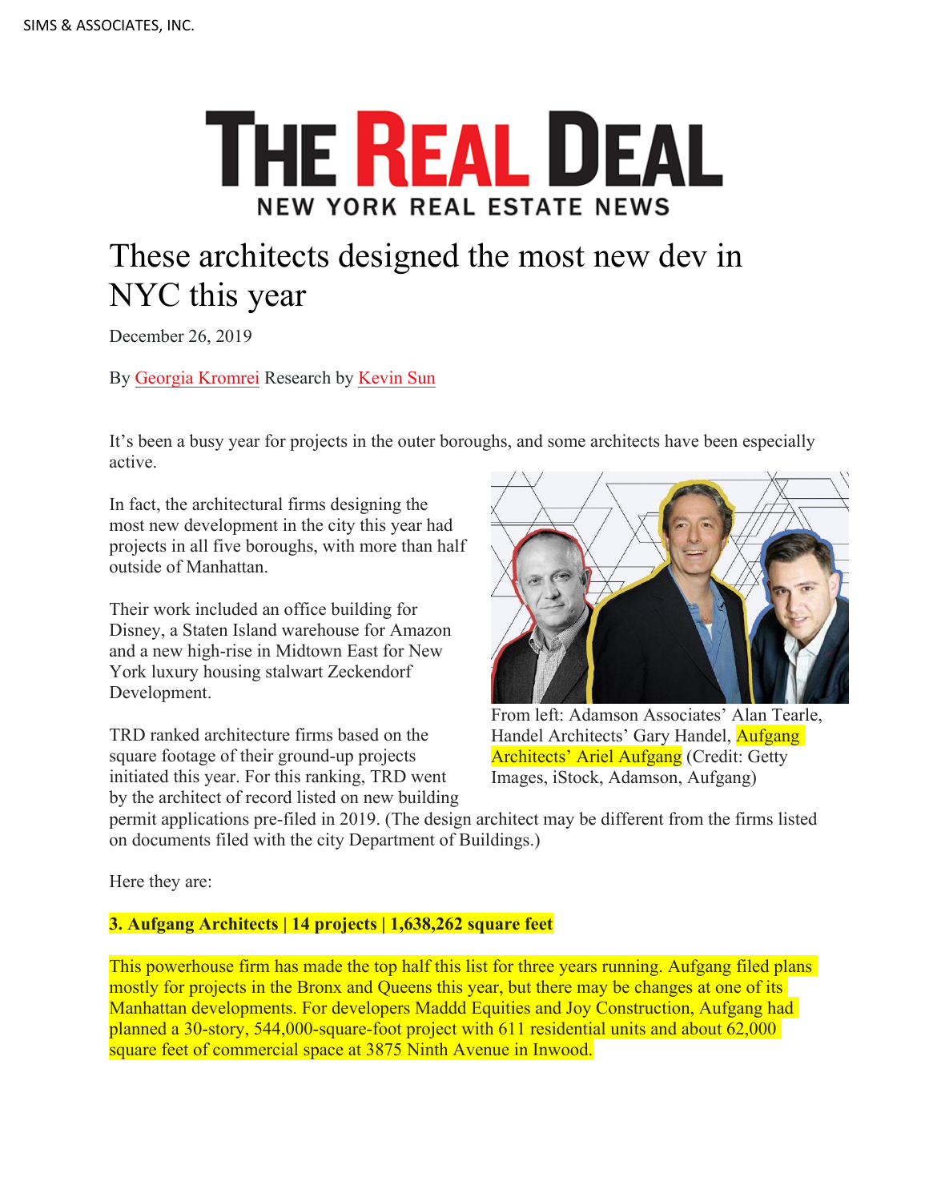SIMS & ASSOCIATES, INC.

THE REAL DEAL
NEW YORK REAL ESTATE NEWS

# These architects designed the most new dev in NYC this year

December 26, 2019

By Georgia Kromrei Research by Kevin Sun

It's been a busy year for projects in the outer boroughs, and some architects have been especially active.

In fact, the architectural firms designing the most new development in the city this year had projects in all five boroughs, with more than half outside of Manhattan.

Their work included an office building for Disney, a Staten Island warehouse for Amazon and a new high-rise in Midtown East for New York luxury housing stalwart Zeckendorf Development.

From left: Adamson Associates' Alan Tearle, Handel Architects' Gary Handel, Aufgang Architects' Ariel Aufgang (Credit: Getty Images, iStock, Adamson, Aufgang)

TRD ranked architecture firms based on the square footage of their ground-up projects initiated this year. For this ranking, TRD went by the architect of record listed on new building permit applications pre-filed in 2019. (The design architect may be different from the firms listed on documents filed with the city Department of Buildings.)

Here they are:

**3. Aufgang Architects | 14 projects | 1,638,262 square feet**

This powerhouse firm has made the top half this list for three years running. Aufgang filed plans mostly for projects in the Bronx and Queens this year, but there may be changes at one of its Manhattan developments. For developers Maddd Equities and Joy Construction, Aufgang had planned a 30-story, 544,000-square-foot project with 611 residential units and about 62,000 square feet of commercial space at 3875 Ninth Avenue in Inwood.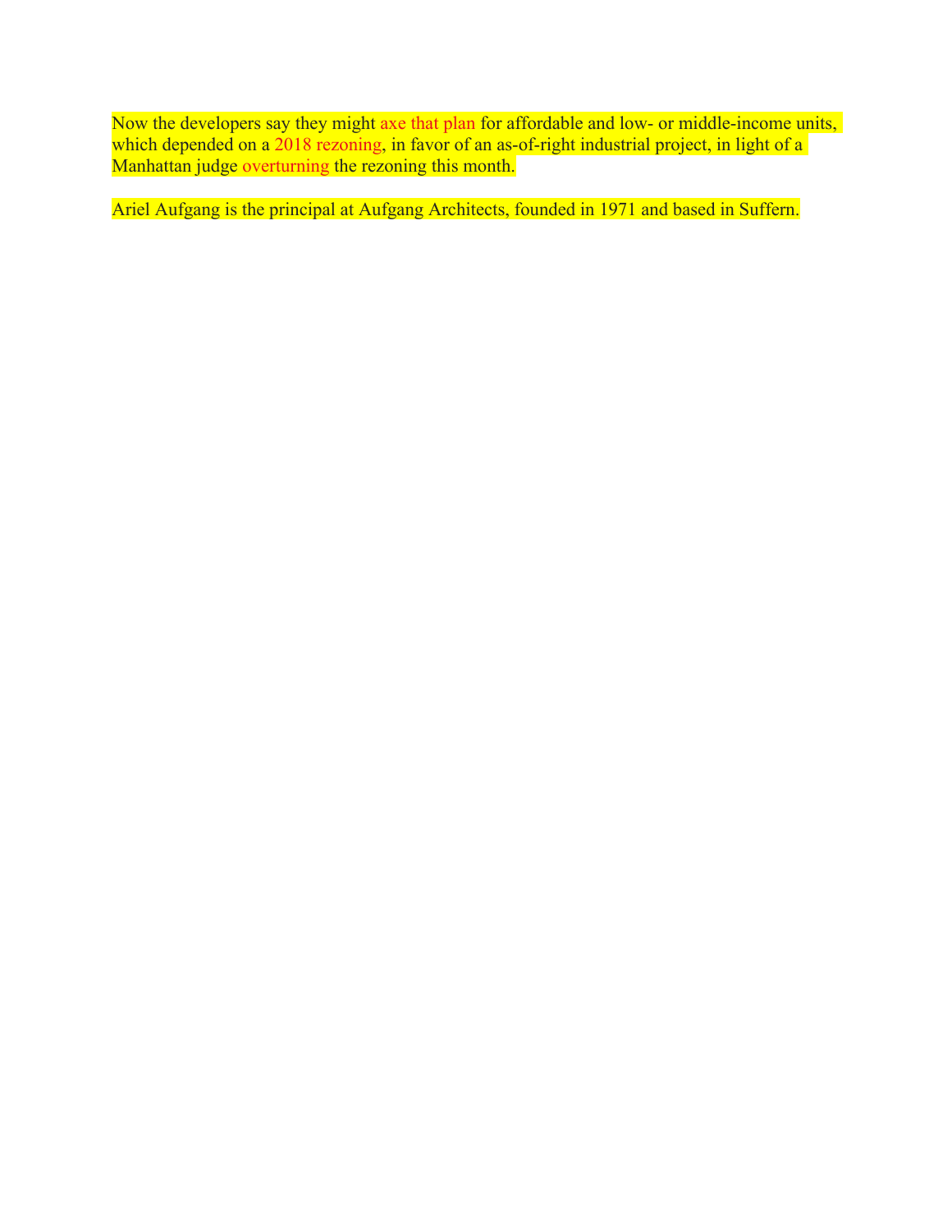Now the developers say they might axe that plan for affordable and low- or middle-income units, which depended on a 2018 rezoning, in favor of an as-of-right industrial project, in light of a Manhattan judge overturning the rezoning this month.

Ariel Aufgang is the principal at Aufgang Architects, founded in 1971 and based in Suffern.